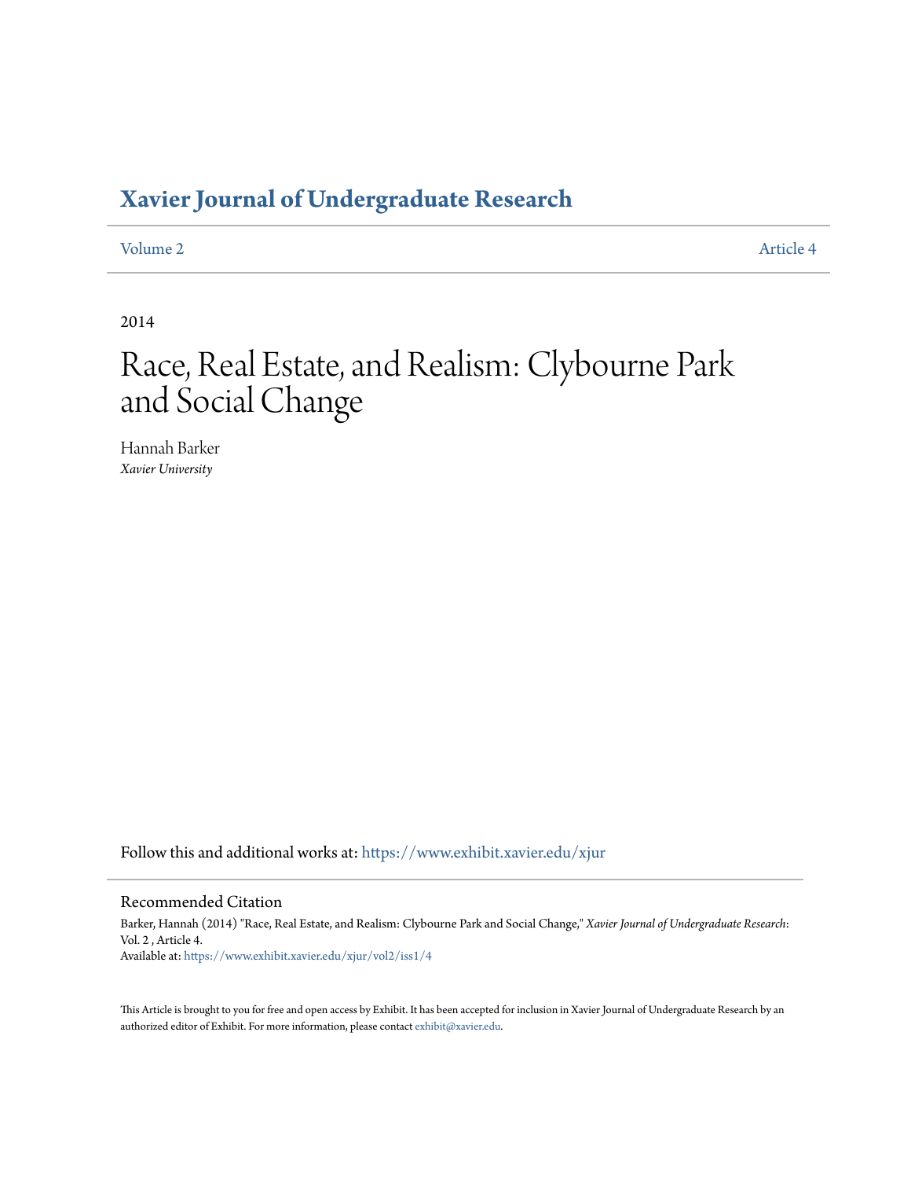# Xavier Journal of Undergraduate Research

Volume 2 | Article 4

2014

# Race, Real Estate, and Realism: Clybourne Park and Social Change

Hannah Barker
*Xavier University*

Follow this and additional works at: https://www.exhibit.xavier.edu/xjur

## Recommended Citation

Barker, Hannah (2014) "Race, Real Estate, and Realism: Clybourne Park and Social Change," *Xavier Journal of Undergraduate Research*: Vol. 2 , Article 4.
Available at: https://www.exhibit.xavier.edu/xjur/vol2/iss1/4

This Article is brought to you for free and open access by Exhibit. It has been accepted for inclusion in Xavier Journal of Undergraduate Research by an authorized editor of Exhibit. For more information, please contact exhibit@xavier.edu.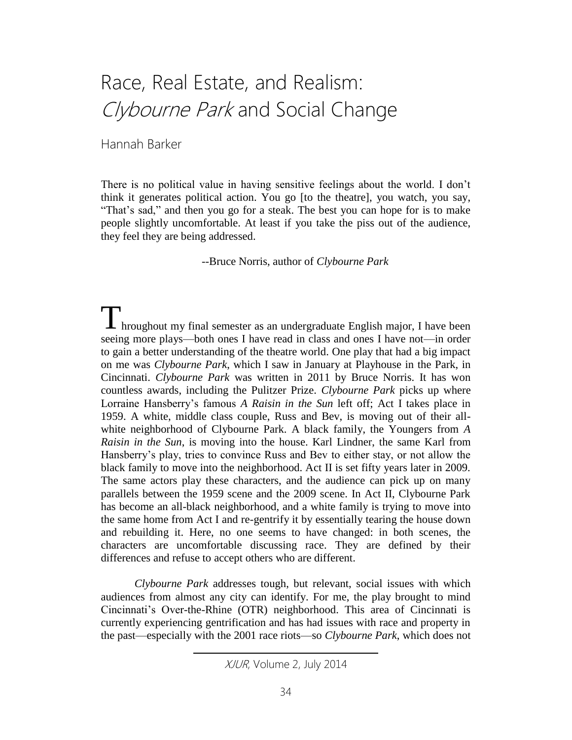# Race, Real Estate, and Realism: *Clybourne Park* and Social Change

Hannah Barker

There is no political value in having sensitive feelings about the world. I don't think it generates political action. You go [to the theatre], you watch, you say, "That's sad," and then you go for a steak. The best you can hope for is to make people slightly uncomfortable. At least if you take the piss out of the audience, they feel they are being addressed.

--Bruce Norris, author of *Clybourne Park*

Throughout my final semester as an undergraduate English major, I have been seeing more plays—both ones I have read in class and ones I have not—in order to gain a better understanding of the theatre world. One play that had a big impact on me was *Clybourne Park*, which I saw in January at Playhouse in the Park, in Cincinnati. *Clybourne Park* was written in 2011 by Bruce Norris. It has won countless awards, including the Pulitzer Prize. *Clybourne Park* picks up where Lorraine Hansberry's famous *A Raisin in the Sun* left off; Act I takes place in 1959. A white, middle class couple, Russ and Bev, is moving out of their all-white neighborhood of Clybourne Park. A black family, the Youngers from *A Raisin in the Sun*, is moving into the house. Karl Lindner, the same Karl from Hansberry's play, tries to convince Russ and Bev to either stay, or not allow the black family to move into the neighborhood. Act II is set fifty years later in 2009. The same actors play these characters, and the audience can pick up on many parallels between the 1959 scene and the 2009 scene. In Act II, Clybourne Park has become an all-black neighborhood, and a white family is trying to move into the same home from Act I and re-gentrify it by essentially tearing the house down and rebuilding it. Here, no one seems to have changed: in both scenes, the characters are uncomfortable discussing race. They are defined by their differences and refuse to accept others who are different.

*Clybourne Park* addresses tough, but relevant, social issues with which audiences from almost any city can identify. For me, the play brought to mind Cincinnati's Over-the-Rhine (OTR) neighborhood. This area of Cincinnati is currently experiencing gentrification and has had issues with race and property in the past—especially with the 2001 race riots—so *Clybourne Park*, which does not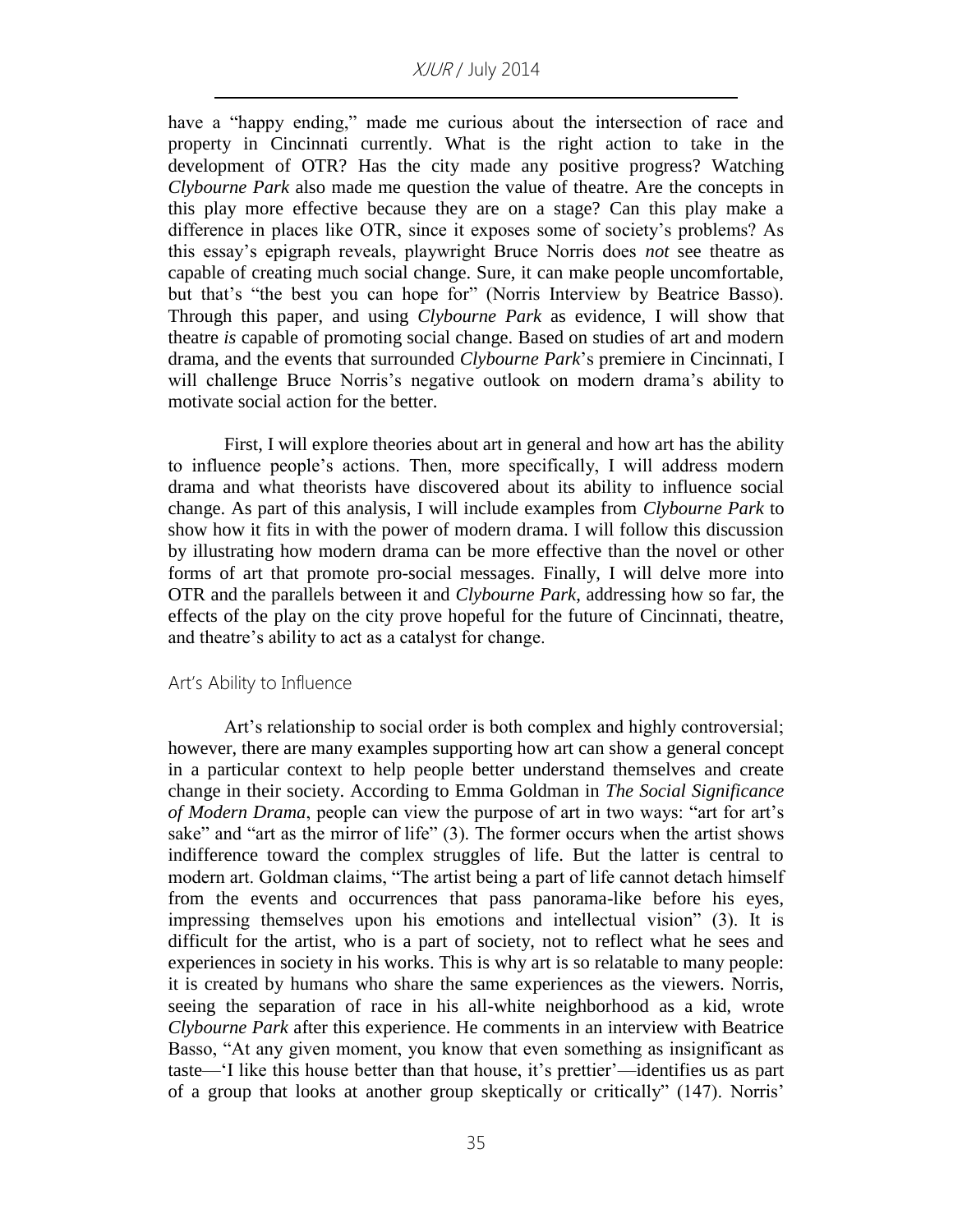have a "happy ending," made me curious about the intersection of race and property in Cincinnati currently. What is the right action to take in the development of OTR? Has the city made any positive progress? Watching *Clybourne Park* also made me question the value of theatre. Are the concepts in this play more effective because they are on a stage? Can this play make a difference in places like OTR, since it exposes some of society's problems? As this essay's epigraph reveals, playwright Bruce Norris does *not* see theatre as capable of creating much social change. Sure, it can make people uncomfortable, but that's "the best you can hope for" (Norris Interview by Beatrice Basso). Through this paper, and using *Clybourne Park* as evidence, I will show that theatre *is* capable of promoting social change. Based on studies of art and modern drama, and the events that surrounded *Clybourne Park*'s premiere in Cincinnati, I will challenge Bruce Norris's negative outlook on modern drama's ability to motivate social action for the better.

First, I will explore theories about art in general and how art has the ability to influence people's actions. Then, more specifically, I will address modern drama and what theorists have discovered about its ability to influence social change. As part of this analysis, I will include examples from *Clybourne Park* to show how it fits in with the power of modern drama. I will follow this discussion by illustrating how modern drama can be more effective than the novel or other forms of art that promote pro-social messages. Finally, I will delve more into OTR and the parallels between it and *Clybourne Park*, addressing how so far, the effects of the play on the city prove hopeful for the future of Cincinnati, theatre, and theatre's ability to act as a catalyst for change.

## Art's Ability to Influence

Art's relationship to social order is both complex and highly controversial; however, there are many examples supporting how art can show a general concept in a particular context to help people better understand themselves and create change in their society. According to Emma Goldman in *The Social Significance of Modern Drama*, people can view the purpose of art in two ways: "art for art's sake" and "art as the mirror of life" (3). The former occurs when the artist shows indifference toward the complex struggles of life. But the latter is central to modern art. Goldman claims, "The artist being a part of life cannot detach himself from the events and occurrences that pass panorama-like before his eyes, impressing themselves upon his emotions and intellectual vision" (3). It is difficult for the artist, who is a part of society, not to reflect what he sees and experiences in society in his works. This is why art is so relatable to many people: it is created by humans who share the same experiences as the viewers. Norris, seeing the separation of race in his all-white neighborhood as a kid, wrote *Clybourne Park* after this experience. He comments in an interview with Beatrice Basso, "At any given moment, you know that even something as insignificant as taste—'I like this house better than that house, it's prettier'—identifies us as part of a group that looks at another group skeptically or critically" (147). Norris'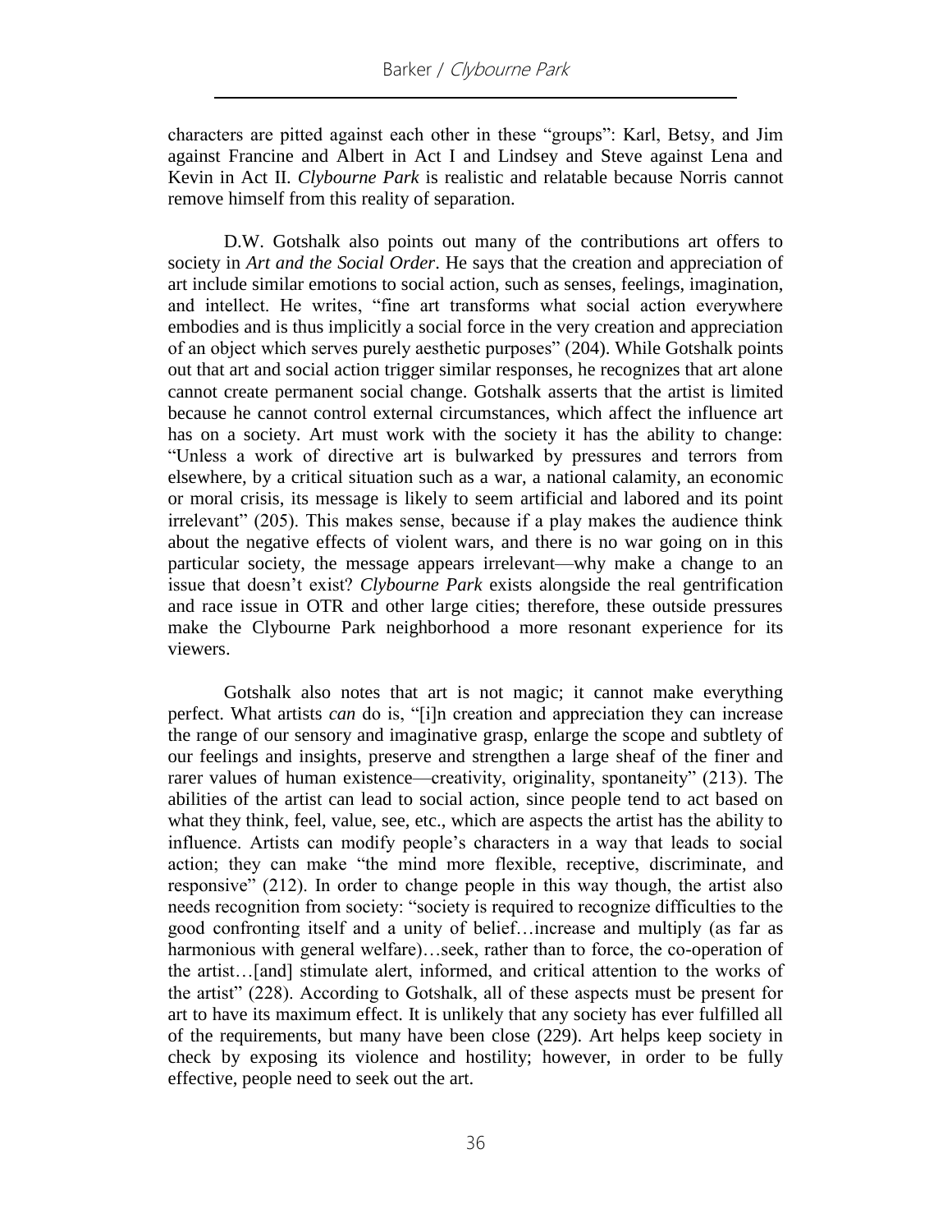characters are pitted against each other in these "groups": Karl, Betsy, and Jim against Francine and Albert in Act I and Lindsey and Steve against Lena and Kevin in Act II. *Clybourne Park* is realistic and relatable because Norris cannot remove himself from this reality of separation.

D.W. Gotshalk also points out many of the contributions art offers to society in *Art and the Social Order*. He says that the creation and appreciation of art include similar emotions to social action, such as senses, feelings, imagination, and intellect. He writes, "fine art transforms what social action everywhere embodies and is thus implicitly a social force in the very creation and appreciation of an object which serves purely aesthetic purposes" (204). While Gotshalk points out that art and social action trigger similar responses, he recognizes that art alone cannot create permanent social change. Gotshalk asserts that the artist is limited because he cannot control external circumstances, which affect the influence art has on a society. Art must work with the society it has the ability to change: "Unless a work of directive art is bulwarked by pressures and terrors from elsewhere, by a critical situation such as a war, a national calamity, an economic or moral crisis, its message is likely to seem artificial and labored and its point irrelevant" (205). This makes sense, because if a play makes the audience think about the negative effects of violent wars, and there is no war going on in this particular society, the message appears irrelevant—why make a change to an issue that doesn't exist? *Clybourne Park* exists alongside the real gentrification and race issue in OTR and other large cities; therefore, these outside pressures make the Clybourne Park neighborhood a more resonant experience for its viewers.

Gotshalk also notes that art is not magic; it cannot make everything perfect. What artists *can* do is, "[i]n creation and appreciation they can increase the range of our sensory and imaginative grasp, enlarge the scope and subtlety of our feelings and insights, preserve and strengthen a large sheaf of the finer and rarer values of human existence—creativity, originality, spontaneity" (213). The abilities of the artist can lead to social action, since people tend to act based on what they think, feel, value, see, etc., which are aspects the artist has the ability to influence. Artists can modify people's characters in a way that leads to social action; they can make "the mind more flexible, receptive, discriminate, and responsive" (212). In order to change people in this way though, the artist also needs recognition from society: "society is required to recognize difficulties to the good confronting itself and a unity of belief…increase and multiply (as far as harmonious with general welfare)…seek, rather than to force, the co-operation of the artist…[and] stimulate alert, informed, and critical attention to the works of the artist" (228). According to Gotshalk, all of these aspects must be present for art to have its maximum effect. It is unlikely that any society has ever fulfilled all of the requirements, but many have been close (229). Art helps keep society in check by exposing its violence and hostility; however, in order to be fully effective, people need to seek out the art.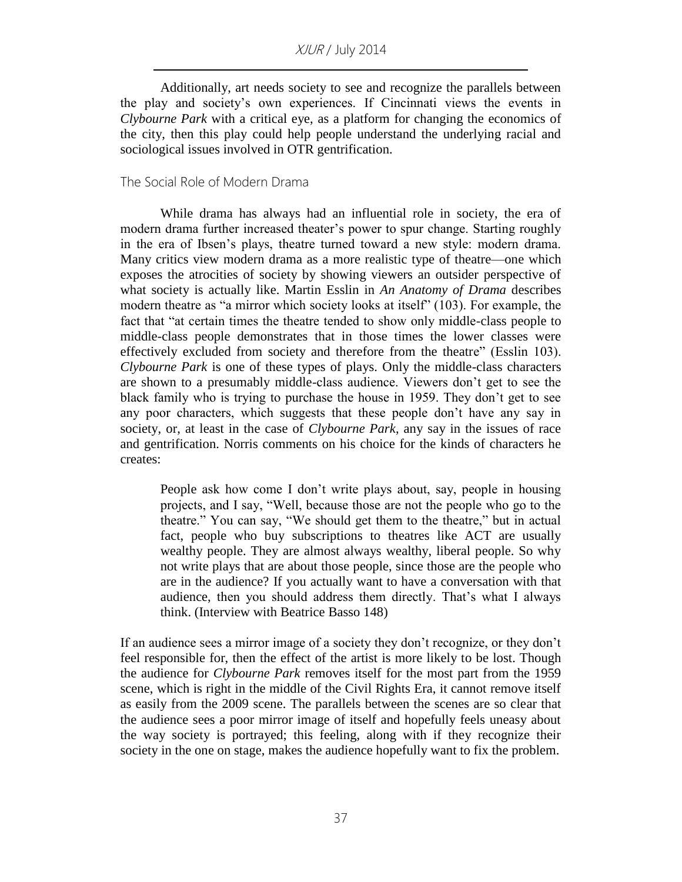Additionally, art needs society to see and recognize the parallels between the play and society's own experiences. If Cincinnati views the events in *Clybourne Park* with a critical eye, as a platform for changing the economics of the city, then this play could help people understand the underlying racial and sociological issues involved in OTR gentrification.

## The Social Role of Modern Drama

While drama has always had an influential role in society, the era of modern drama further increased theater's power to spur change. Starting roughly in the era of Ibsen's plays, theatre turned toward a new style: modern drama. Many critics view modern drama as a more realistic type of theatre—one which exposes the atrocities of society by showing viewers an outsider perspective of what society is actually like. Martin Esslin in *An Anatomy of Drama* describes modern theatre as "a mirror which society looks at itself" (103). For example, the fact that "at certain times the theatre tended to show only middle-class people to middle-class people demonstrates that in those times the lower classes were effectively excluded from society and therefore from the theatre" (Esslin 103). *Clybourne Park* is one of these types of plays. Only the middle-class characters are shown to a presumably middle-class audience. Viewers don't get to see the black family who is trying to purchase the house in 1959. They don't get to see any poor characters, which suggests that these people don't have any say in society, or, at least in the case of *Clybourne Park*, any say in the issues of race and gentrification. Norris comments on his choice for the kinds of characters he creates:

> People ask how come I don't write plays about, say, people in housing projects, and I say, "Well, because those are not the people who go to the theatre." You can say, "We should get them to the theatre," but in actual fact, people who buy subscriptions to theatres like ACT are usually wealthy people. They are almost always wealthy, liberal people. So why not write plays that are about those people, since those are the people who are in the audience? If you actually want to have a conversation with that audience, then you should address them directly. That's what I always think. (Interview with Beatrice Basso 148)

If an audience sees a mirror image of a society they don't recognize, or they don't feel responsible for, then the effect of the artist is more likely to be lost. Though the audience for *Clybourne Park* removes itself for the most part from the 1959 scene, which is right in the middle of the Civil Rights Era, it cannot remove itself as easily from the 2009 scene. The parallels between the scenes are so clear that the audience sees a poor mirror image of itself and hopefully feels uneasy about the way society is portrayed; this feeling, along with if they recognize their society in the one on stage, makes the audience hopefully want to fix the problem.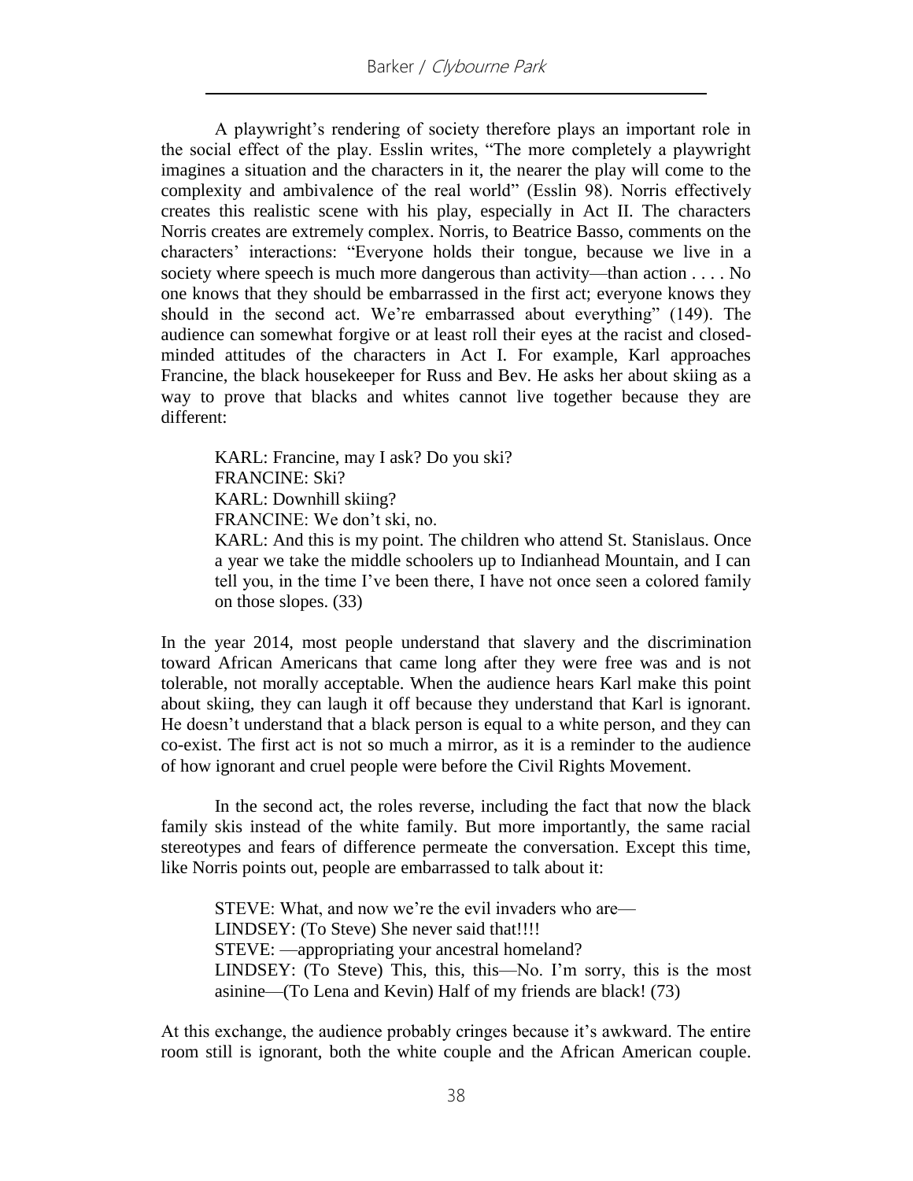A playwright's rendering of society therefore plays an important role in the social effect of the play. Esslin writes, "The more completely a playwright imagines a situation and the characters in it, the nearer the play will come to the complexity and ambivalence of the real world" (Esslin 98). Norris effectively creates this realistic scene with his play, especially in Act II. The characters Norris creates are extremely complex. Norris, to Beatrice Basso, comments on the characters' interactions: "Everyone holds their tongue, because we live in a society where speech is much more dangerous than activity—than action . . . . No one knows that they should be embarrassed in the first act; everyone knows they should in the second act. We're embarrassed about everything" (149). The audience can somewhat forgive or at least roll their eyes at the racist and closed-minded attitudes of the characters in Act I. For example, Karl approaches Francine, the black housekeeper for Russ and Bev. He asks her about skiing as a way to prove that blacks and whites cannot live together because they are different:

> KARL: Francine, may I ask? Do you ski?
> FRANCINE: Ski?
> KARL: Downhill skiing?
> FRANCINE: We don't ski, no.
> KARL: And this is my point. The children who attend St. Stanislaus. Once a year we take the middle schoolers up to Indianhead Mountain, and I can tell you, in the time I've been there, I have not once seen a colored family on those slopes. (33)

In the year 2014, most people understand that slavery and the discrimination toward African Americans that came long after they were free was and is not tolerable, not morally acceptable. When the audience hears Karl make this point about skiing, they can laugh it off because they understand that Karl is ignorant. He doesn't understand that a black person is equal to a white person, and they can co-exist. The first act is not so much a mirror, as it is a reminder to the audience of how ignorant and cruel people were before the Civil Rights Movement.

In the second act, the roles reverse, including the fact that now the black family skis instead of the white family. But more importantly, the same racial stereotypes and fears of difference permeate the conversation. Except this time, like Norris points out, people are embarrassed to talk about it:

> STEVE: What, and now we're the evil invaders who are—
> LINDSEY: (To Steve) She never said that!!!!
> STEVE: —appropriating your ancestral homeland?
> LINDSEY: (To Steve) This, this, this—No. I'm sorry, this is the most asinine—(To Lena and Kevin) Half of my friends are black! (73)

At this exchange, the audience probably cringes because it's awkward. The entire room still is ignorant, both the white couple and the African American couple.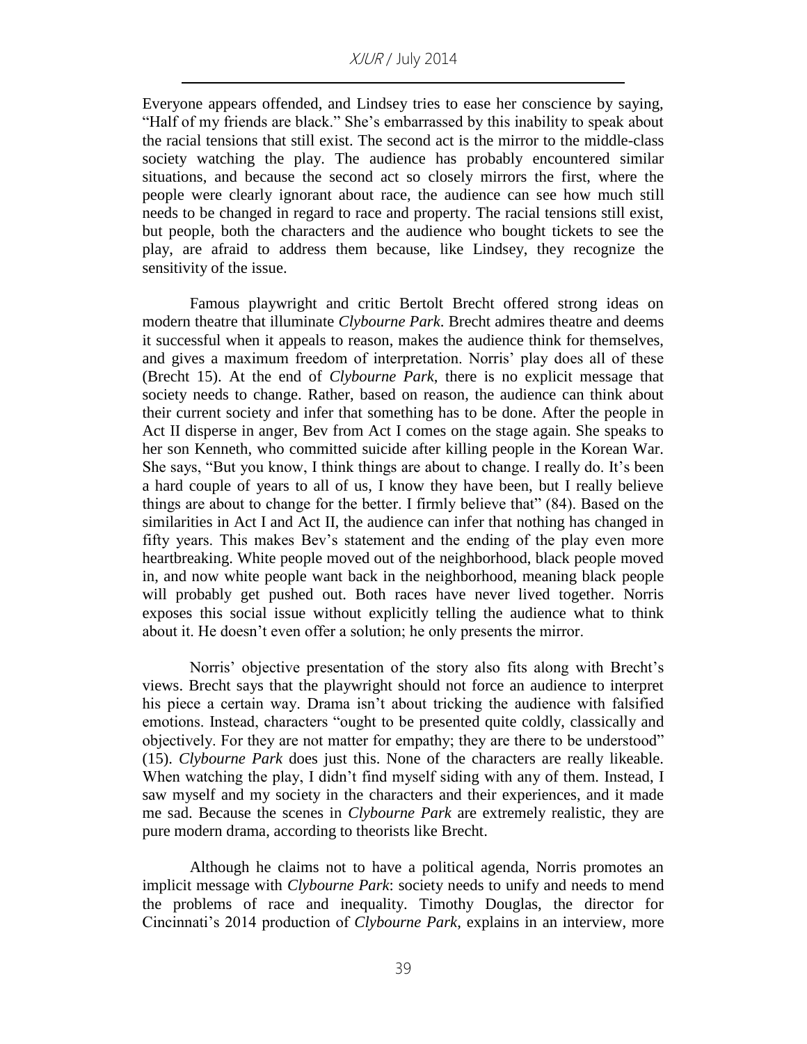Everyone appears offended, and Lindsey tries to ease her conscience by saying, "Half of my friends are black." She's embarrassed by this inability to speak about the racial tensions that still exist. The second act is the mirror to the middle-class society watching the play. The audience has probably encountered similar situations, and because the second act so closely mirrors the first, where the people were clearly ignorant about race, the audience can see how much still needs to be changed in regard to race and property. The racial tensions still exist, but people, both the characters and the audience who bought tickets to see the play, are afraid to address them because, like Lindsey, they recognize the sensitivity of the issue.

Famous playwright and critic Bertolt Brecht offered strong ideas on modern theatre that illuminate *Clybourne Park*. Brecht admires theatre and deems it successful when it appeals to reason, makes the audience think for themselves, and gives a maximum freedom of interpretation. Norris' play does all of these (Brecht 15). At the end of *Clybourne Park*, there is no explicit message that society needs to change. Rather, based on reason, the audience can think about their current society and infer that something has to be done. After the people in Act II disperse in anger, Bev from Act I comes on the stage again. She speaks to her son Kenneth, who committed suicide after killing people in the Korean War. She says, "But you know, I think things are about to change. I really do. It's been a hard couple of years to all of us, I know they have been, but I really believe things are about to change for the better. I firmly believe that" (84). Based on the similarities in Act I and Act II, the audience can infer that nothing has changed in fifty years. This makes Bev's statement and the ending of the play even more heartbreaking. White people moved out of the neighborhood, black people moved in, and now white people want back in the neighborhood, meaning black people will probably get pushed out. Both races have never lived together. Norris exposes this social issue without explicitly telling the audience what to think about it. He doesn't even offer a solution; he only presents the mirror.

Norris' objective presentation of the story also fits along with Brecht's views. Brecht says that the playwright should not force an audience to interpret his piece a certain way. Drama isn't about tricking the audience with falsified emotions. Instead, characters "ought to be presented quite coldly, classically and objectively. For they are not matter for empathy; they are there to be understood" (15). *Clybourne Park* does just this. None of the characters are really likeable. When watching the play, I didn't find myself siding with any of them. Instead, I saw myself and my society in the characters and their experiences, and it made me sad. Because the scenes in *Clybourne Park* are extremely realistic, they are pure modern drama, according to theorists like Brecht.

Although he claims not to have a political agenda, Norris promotes an implicit message with *Clybourne Park*: society needs to unify and needs to mend the problems of race and inequality. Timothy Douglas, the director for Cincinnati's 2014 production of *Clybourne Park*, explains in an interview, more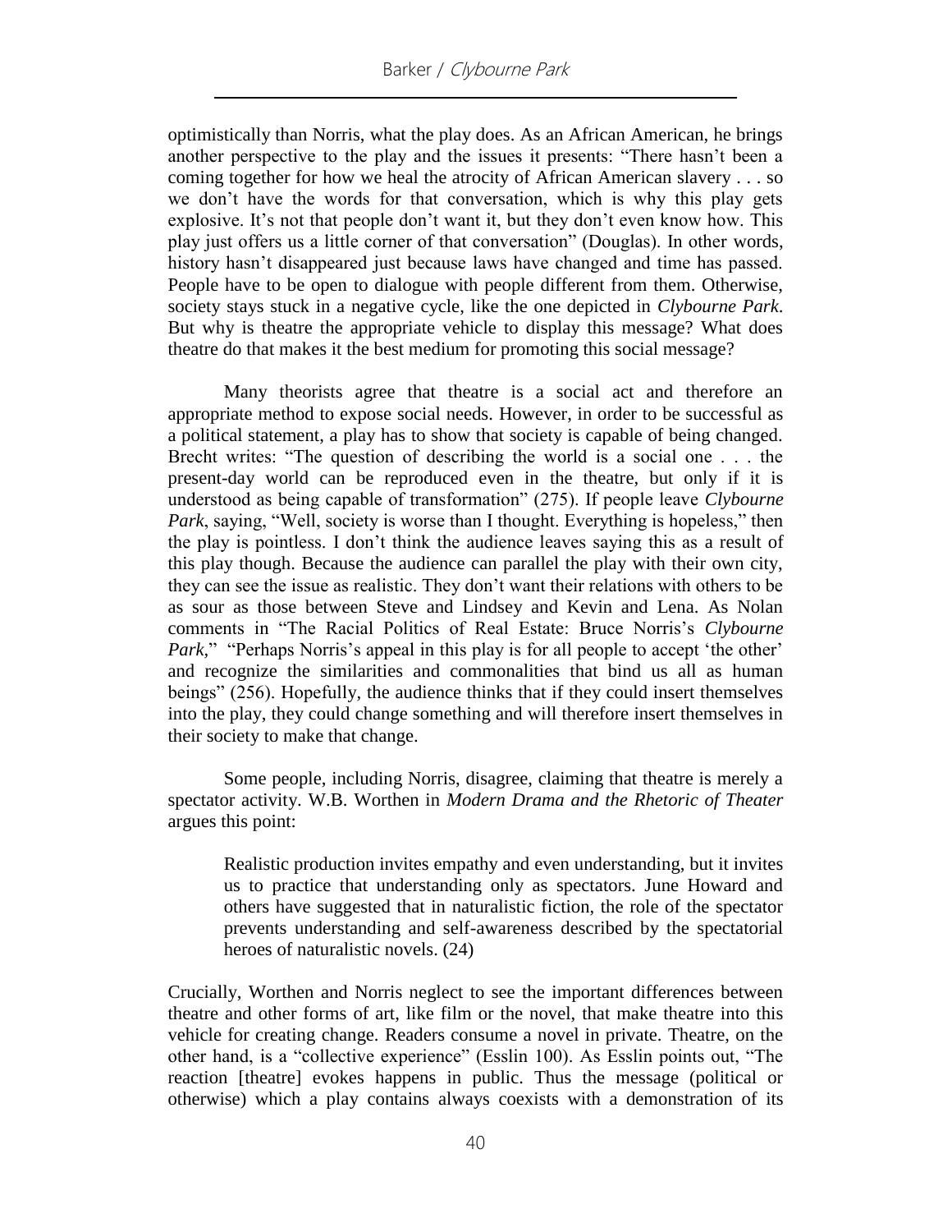optimistically than Norris, what the play does. As an African American, he brings another perspective to the play and the issues it presents: "There hasn't been a coming together for how we heal the atrocity of African American slavery . . . so we don't have the words for that conversation, which is why this play gets explosive. It's not that people don't want it, but they don't even know how. This play just offers us a little corner of that conversation" (Douglas). In other words, history hasn't disappeared just because laws have changed and time has passed. People have to be open to dialogue with people different from them. Otherwise, society stays stuck in a negative cycle, like the one depicted in *Clybourne Park*. But why is theatre the appropriate vehicle to display this message? What does theatre do that makes it the best medium for promoting this social message?

Many theorists agree that theatre is a social act and therefore an appropriate method to expose social needs. However, in order to be successful as a political statement, a play has to show that society is capable of being changed. Brecht writes: "The question of describing the world is a social one . . . the present-day world can be reproduced even in the theatre, but only if it is understood as being capable of transformation" (275). If people leave *Clybourne Park*, saying, "Well, society is worse than I thought. Everything is hopeless," then the play is pointless. I don't think the audience leaves saying this as a result of this play though. Because the audience can parallel the play with their own city, they can see the issue as realistic. They don't want their relations with others to be as sour as those between Steve and Lindsey and Kevin and Lena. As Nolan comments in "The Racial Politics of Real Estate: Bruce Norris's *Clybourne Park*," "Perhaps Norris's appeal in this play is for all people to accept 'the other' and recognize the similarities and commonalities that bind us all as human beings" (256). Hopefully, the audience thinks that if they could insert themselves into the play, they could change something and will therefore insert themselves in their society to make that change.

Some people, including Norris, disagree, claiming that theatre is merely a spectator activity. W.B. Worthen in *Modern Drama and the Rhetoric of Theater* argues this point:

> Realistic production invites empathy and even understanding, but it invites us to practice that understanding only as spectators. June Howard and others have suggested that in naturalistic fiction, the role of the spectator prevents understanding and self-awareness described by the spectatorial heroes of naturalistic novels. (24)

Crucially, Worthen and Norris neglect to see the important differences between theatre and other forms of art, like film or the novel, that make theatre into this vehicle for creating change. Readers consume a novel in private. Theatre, on the other hand, is a "collective experience" (Esslin 100). As Esslin points out, "The reaction [theatre] evokes happens in public. Thus the message (political or otherwise) which a play contains always coexists with a demonstration of its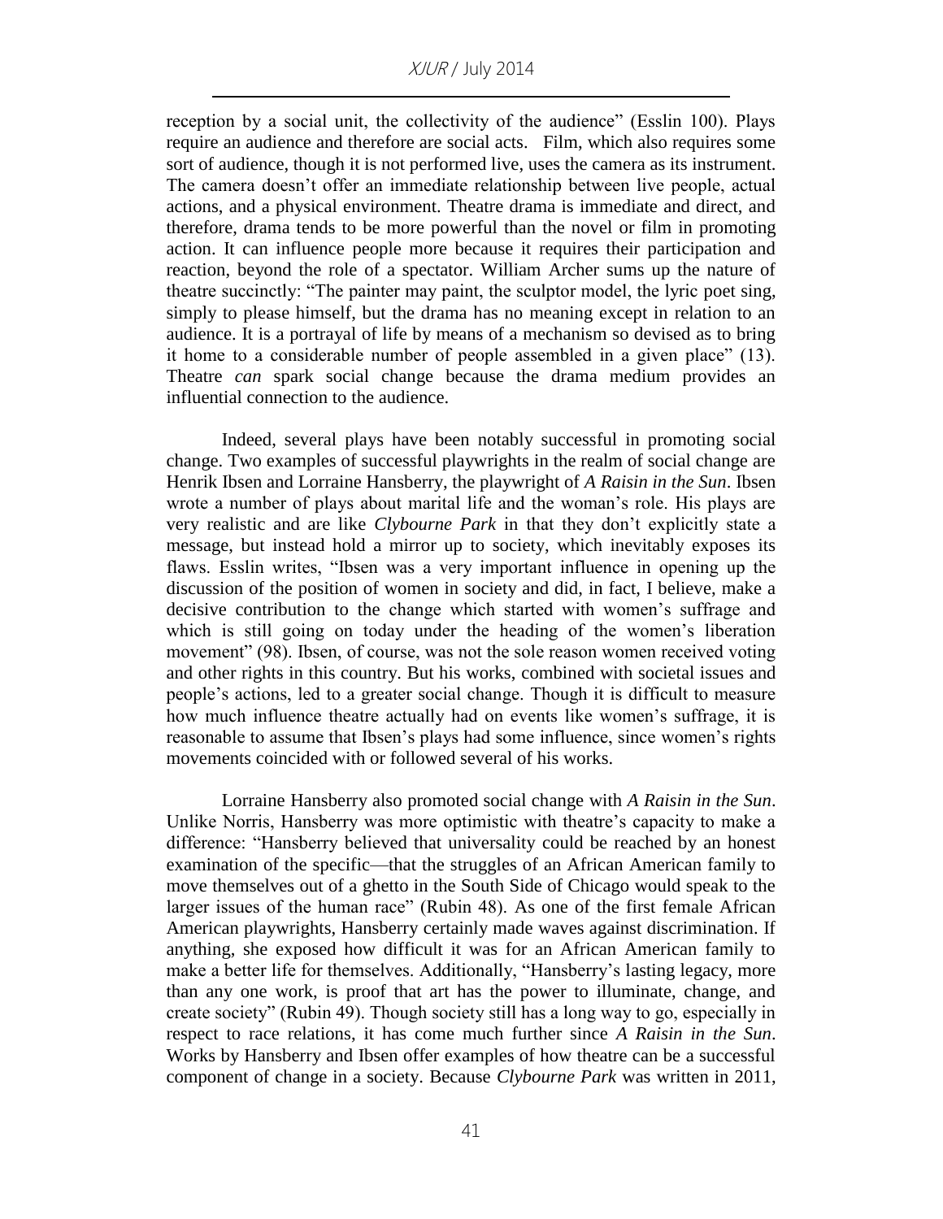reception by a social unit, the collectivity of the audience" (Esslin 100). Plays require an audience and therefore are social acts. Film, which also requires some sort of audience, though it is not performed live, uses the camera as its instrument. The camera doesn't offer an immediate relationship between live people, actual actions, and a physical environment. Theatre drama is immediate and direct, and therefore, drama tends to be more powerful than the novel or film in promoting action. It can influence people more because it requires their participation and reaction, beyond the role of a spectator. William Archer sums up the nature of theatre succinctly: "The painter may paint, the sculptor model, the lyric poet sing, simply to please himself, but the drama has no meaning except in relation to an audience. It is a portrayal of life by means of a mechanism so devised as to bring it home to a considerable number of people assembled in a given place" (13). Theatre *can* spark social change because the drama medium provides an influential connection to the audience.

Indeed, several plays have been notably successful in promoting social change. Two examples of successful playwrights in the realm of social change are Henrik Ibsen and Lorraine Hansberry, the playwright of *A Raisin in the Sun*. Ibsen wrote a number of plays about marital life and the woman's role. His plays are very realistic and are like *Clybourne Park* in that they don't explicitly state a message, but instead hold a mirror up to society, which inevitably exposes its flaws. Esslin writes, "Ibsen was a very important influence in opening up the discussion of the position of women in society and did, in fact, I believe, make a decisive contribution to the change which started with women's suffrage and which is still going on today under the heading of the women's liberation movement" (98). Ibsen, of course, was not the sole reason women received voting and other rights in this country. But his works, combined with societal issues and people's actions, led to a greater social change. Though it is difficult to measure how much influence theatre actually had on events like women's suffrage, it is reasonable to assume that Ibsen's plays had some influence, since women's rights movements coincided with or followed several of his works.

Lorraine Hansberry also promoted social change with *A Raisin in the Sun*. Unlike Norris, Hansberry was more optimistic with theatre's capacity to make a difference: "Hansberry believed that universality could be reached by an honest examination of the specific—that the struggles of an African American family to move themselves out of a ghetto in the South Side of Chicago would speak to the larger issues of the human race" (Rubin 48). As one of the first female African American playwrights, Hansberry certainly made waves against discrimination. If anything, she exposed how difficult it was for an African American family to make a better life for themselves. Additionally, "Hansberry's lasting legacy, more than any one work, is proof that art has the power to illuminate, change, and create society" (Rubin 49). Though society still has a long way to go, especially in respect to race relations, it has come much further since *A Raisin in the Sun*. Works by Hansberry and Ibsen offer examples of how theatre can be a successful component of change in a society. Because *Clybourne Park* was written in 2011,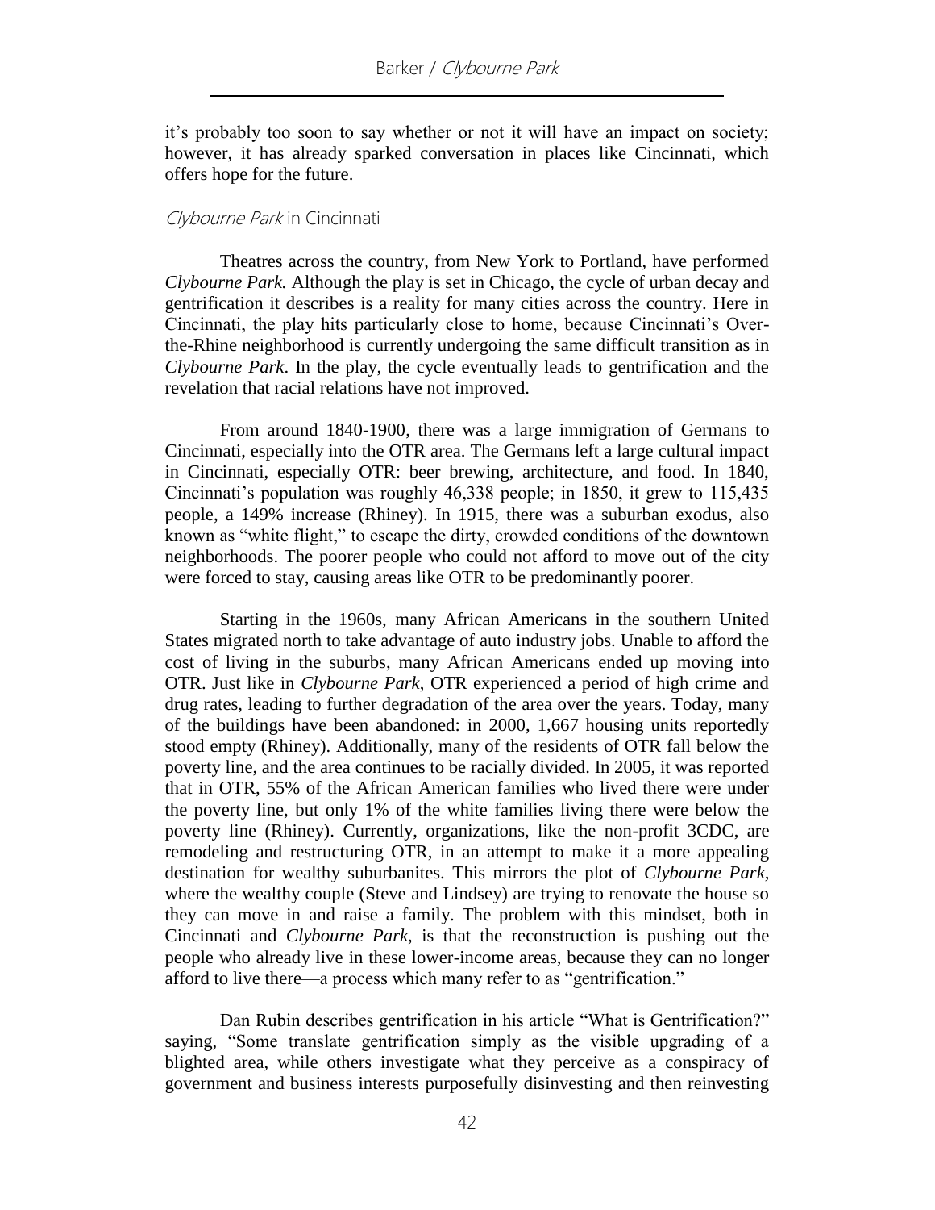it's probably too soon to say whether or not it will have an impact on society; however, it has already sparked conversation in places like Cincinnati, which offers hope for the future.

### *Clybourne Park* in Cincinnati

Theatres across the country, from New York to Portland, have performed *Clybourne Park.* Although the play is set in Chicago, the cycle of urban decay and gentrification it describes is a reality for many cities across the country. Here in Cincinnati, the play hits particularly close to home, because Cincinnati's Over-the-Rhine neighborhood is currently undergoing the same difficult transition as in *Clybourne Park*. In the play, the cycle eventually leads to gentrification and the revelation that racial relations have not improved.

From around 1840-1900, there was a large immigration of Germans to Cincinnati, especially into the OTR area. The Germans left a large cultural impact in Cincinnati, especially OTR: beer brewing, architecture, and food. In 1840, Cincinnati's population was roughly 46,338 people; in 1850, it grew to 115,435 people, a 149% increase (Rhiney). In 1915, there was a suburban exodus, also known as "white flight," to escape the dirty, crowded conditions of the downtown neighborhoods. The poorer people who could not afford to move out of the city were forced to stay, causing areas like OTR to be predominantly poorer.

Starting in the 1960s, many African Americans in the southern United States migrated north to take advantage of auto industry jobs. Unable to afford the cost of living in the suburbs, many African Americans ended up moving into OTR. Just like in *Clybourne Park*, OTR experienced a period of high crime and drug rates, leading to further degradation of the area over the years. Today, many of the buildings have been abandoned: in 2000, 1,667 housing units reportedly stood empty (Rhiney). Additionally, many of the residents of OTR fall below the poverty line, and the area continues to be racially divided. In 2005, it was reported that in OTR, 55% of the African American families who lived there were under the poverty line, but only 1% of the white families living there were below the poverty line (Rhiney). Currently, organizations, like the non-profit 3CDC, are remodeling and restructuring OTR, in an attempt to make it a more appealing destination for wealthy suburbanites. This mirrors the plot of *Clybourne Park*, where the wealthy couple (Steve and Lindsey) are trying to renovate the house so they can move in and raise a family. The problem with this mindset, both in Cincinnati and *Clybourne Park*, is that the reconstruction is pushing out the people who already live in these lower-income areas, because they can no longer afford to live there—a process which many refer to as "gentrification."

Dan Rubin describes gentrification in his article "What is Gentrification?" saying, "Some translate gentrification simply as the visible upgrading of a blighted area, while others investigate what they perceive as a conspiracy of government and business interests purposefully disinvesting and then reinvesting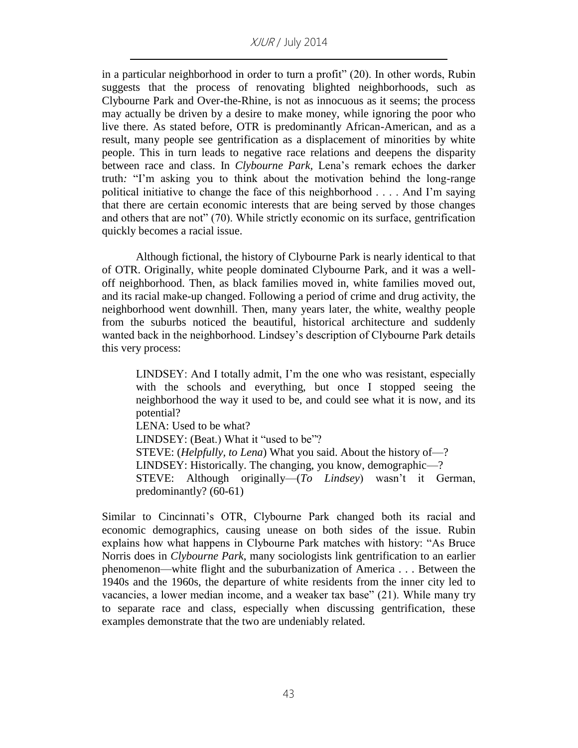in a particular neighborhood in order to turn a profit" (20). In other words, Rubin suggests that the process of renovating blighted neighborhoods, such as Clybourne Park and Over-the-Rhine, is not as innocuous as it seems; the process may actually be driven by a desire to make money, while ignoring the poor who live there. As stated before, OTR is predominantly African-American, and as a result, many people see gentrification as a displacement of minorities by white people. This in turn leads to negative race relations and deepens the disparity between race and class. In *Clybourne Park,* Lena's remark echoes the darker truth*:* "I'm asking you to think about the motivation behind the long-range political initiative to change the face of this neighborhood . . . . And I'm saying that there are certain economic interests that are being served by those changes and others that are not" (70). While strictly economic on its surface, gentrification quickly becomes a racial issue.

Although fictional, the history of Clybourne Park is nearly identical to that of OTR. Originally, white people dominated Clybourne Park, and it was a well-off neighborhood. Then, as black families moved in, white families moved out, and its racial make-up changed. Following a period of crime and drug activity, the neighborhood went downhill. Then, many years later, the white, wealthy people from the suburbs noticed the beautiful, historical architecture and suddenly wanted back in the neighborhood. Lindsey's description of Clybourne Park details this very process:

> LINDSEY: And I totally admit, I'm the one who was resistant, especially with the schools and everything, but once I stopped seeing the neighborhood the way it used to be, and could see what it is now, and its potential?
> LENA: Used to be what?
> LINDSEY: (Beat.) What it "used to be"?
> STEVE: (*Helpfully, to Lena*) What you said. About the history of—?
> LINDSEY: Historically. The changing, you know, demographic—?
> STEVE: Although originally—(*To Lindsey*) wasn't it German, predominantly? (60-61)

Similar to Cincinnati's OTR, Clybourne Park changed both its racial and economic demographics, causing unease on both sides of the issue. Rubin explains how what happens in Clybourne Park matches with history: "As Bruce Norris does in *Clybourne Park*, many sociologists link gentrification to an earlier phenomenon—white flight and the suburbanization of America . . . Between the 1940s and the 1960s, the departure of white residents from the inner city led to vacancies, a lower median income, and a weaker tax base" (21). While many try to separate race and class, especially when discussing gentrification, these examples demonstrate that the two are undeniably related.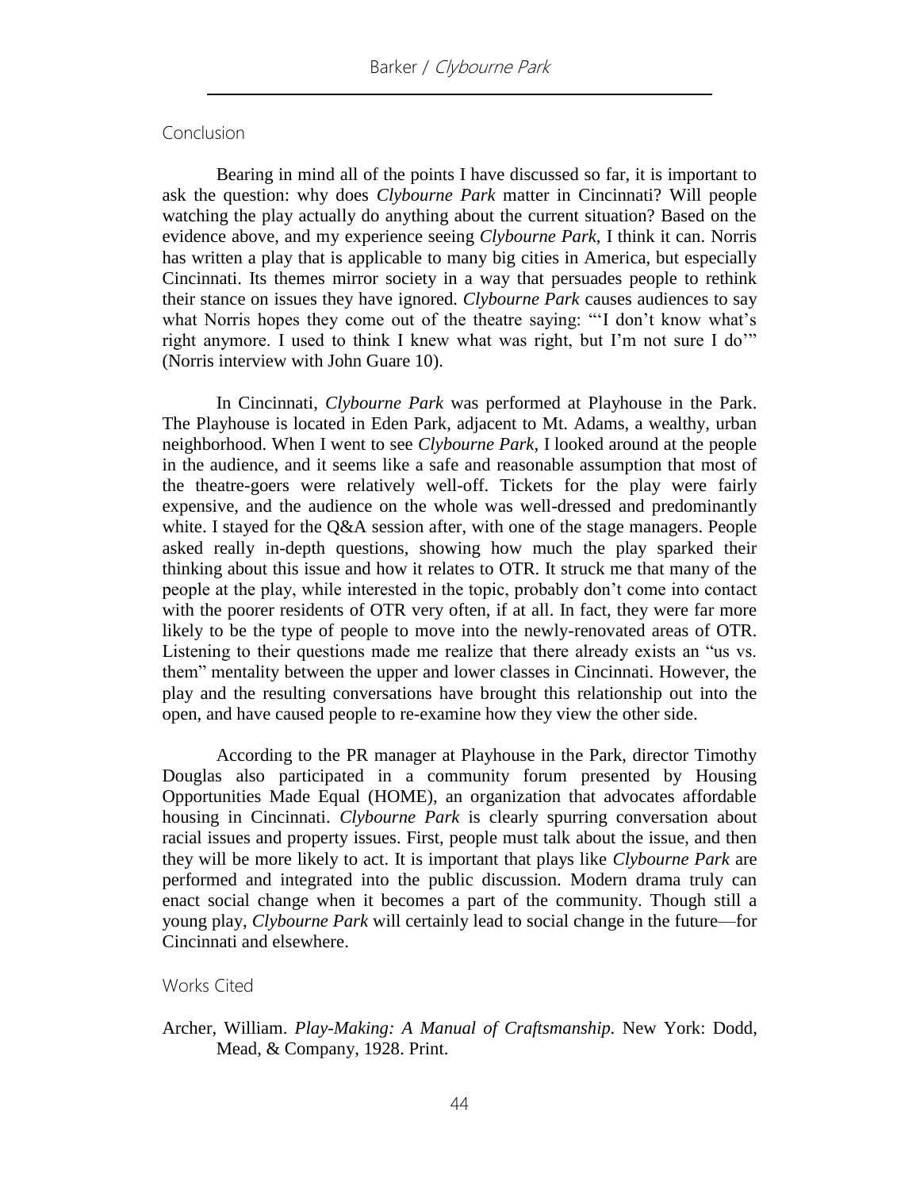## Conclusion

Bearing in mind all of the points I have discussed so far, it is important to ask the question: why does *Clybourne Park* matter in Cincinnati? Will people watching the play actually do anything about the current situation? Based on the evidence above, and my experience seeing *Clybourne Park*, I think it can. Norris has written a play that is applicable to many big cities in America, but especially Cincinnati. Its themes mirror society in a way that persuades people to rethink their stance on issues they have ignored. *Clybourne Park* causes audiences to say what Norris hopes they come out of the theatre saying: "'I don't know what's right anymore. I used to think I knew what was right, but I'm not sure I do'" (Norris interview with John Guare 10).

In Cincinnati, *Clybourne Park* was performed at Playhouse in the Park. The Playhouse is located in Eden Park, adjacent to Mt. Adams, a wealthy, urban neighborhood. When I went to see *Clybourne Park*, I looked around at the people in the audience, and it seems like a safe and reasonable assumption that most of the theatre-goers were relatively well-off. Tickets for the play were fairly expensive, and the audience on the whole was well-dressed and predominantly white. I stayed for the Q&A session after, with one of the stage managers. People asked really in-depth questions, showing how much the play sparked their thinking about this issue and how it relates to OTR. It struck me that many of the people at the play, while interested in the topic, probably don't come into contact with the poorer residents of OTR very often, if at all. In fact, they were far more likely to be the type of people to move into the newly-renovated areas of OTR. Listening to their questions made me realize that there already exists an "us vs. them" mentality between the upper and lower classes in Cincinnati. However, the play and the resulting conversations have brought this relationship out into the open, and have caused people to re-examine how they view the other side.

According to the PR manager at Playhouse in the Park, director Timothy Douglas also participated in a community forum presented by Housing Opportunities Made Equal (HOME), an organization that advocates affordable housing in Cincinnati. *Clybourne Park* is clearly spurring conversation about racial issues and property issues. First, people must talk about the issue, and then they will be more likely to act. It is important that plays like *Clybourne Park* are performed and integrated into the public discussion. Modern drama truly can enact social change when it becomes a part of the community. Though still a young play, *Clybourne Park* will certainly lead to social change in the future—for Cincinnati and elsewhere.

## Works Cited

Archer, William. *Play-Making: A Manual of Craftsmanship*. New York: Dodd, Mead, & Company, 1928. Print.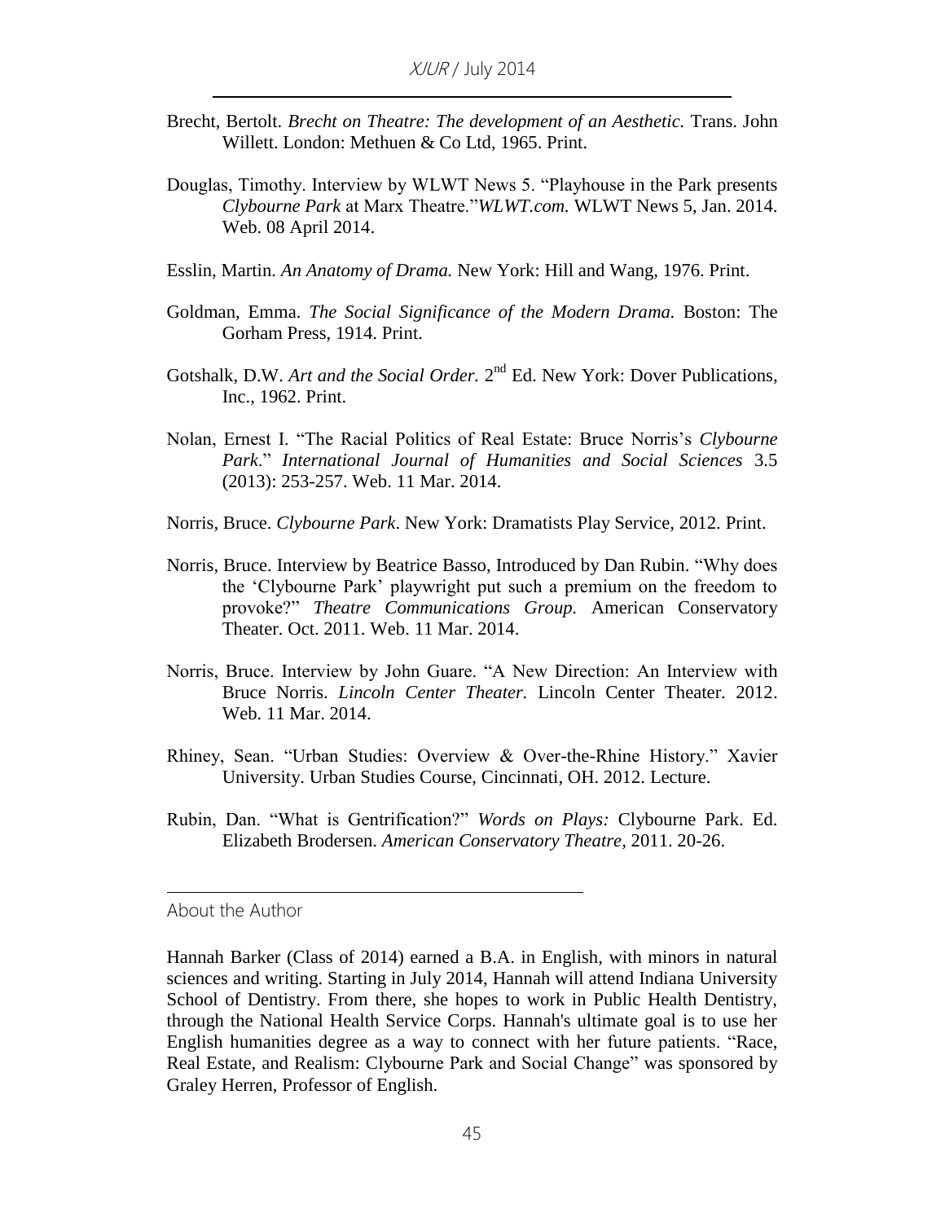Brecht, Bertolt. *Brecht on Theatre: The development of an Aesthetic.* Trans. John Willett. London: Methuen & Co Ltd, 1965. Print.

Douglas, Timothy. Interview by WLWT News 5. "Playhouse in the Park presents *Clybourne Park* at Marx Theatre."*WLWT.com.* WLWT News 5, Jan. 2014. Web. 08 April 2014.

Esslin, Martin. *An Anatomy of Drama.* New York: Hill and Wang, 1976. Print.

Goldman, Emma. *The Social Significance of the Modern Drama.* Boston: The Gorham Press, 1914. Print.

Gotshalk, D.W. *Art and the Social Order.* 2nd Ed. New York: Dover Publications, Inc., 1962. Print.

Nolan, Ernest I. "The Racial Politics of Real Estate: Bruce Norris's *Clybourne Park*." *International Journal of Humanities and Social Sciences* 3.5 (2013): 253-257. Web. 11 Mar. 2014.

Norris, Bruce. *Clybourne Park*. New York: Dramatists Play Service, 2012. Print.

Norris, Bruce. Interview by Beatrice Basso, Introduced by Dan Rubin. "Why does the 'Clybourne Park' playwright put such a premium on the freedom to provoke?" *Theatre Communications Group.* American Conservatory Theater. Oct. 2011. Web. 11 Mar. 2014.

Norris, Bruce. Interview by John Guare. "A New Direction: An Interview with Bruce Norris. *Lincoln Center Theater*. Lincoln Center Theater. 2012. Web. 11 Mar. 2014.

Rhiney, Sean. "Urban Studies: Overview & Over-the-Rhine History." Xavier University. Urban Studies Course, Cincinnati, OH. 2012. Lecture.

Rubin, Dan. "What is Gentrification?" *Words on Plays:* Clybourne Park. Ed. Elizabeth Brodersen. *American Conservatory Theatre,* 2011. 20-26.

---

About the Author

Hannah Barker (Class of 2014) earned a B.A. in English, with minors in natural sciences and writing. Starting in July 2014, Hannah will attend Indiana University School of Dentistry. From there, she hopes to work in Public Health Dentistry, through the National Health Service Corps. Hannah's ultimate goal is to use her English humanities degree as a way to connect with her future patients. "Race, Real Estate, and Realism: Clybourne Park and Social Change" was sponsored by Graley Herren, Professor of English.